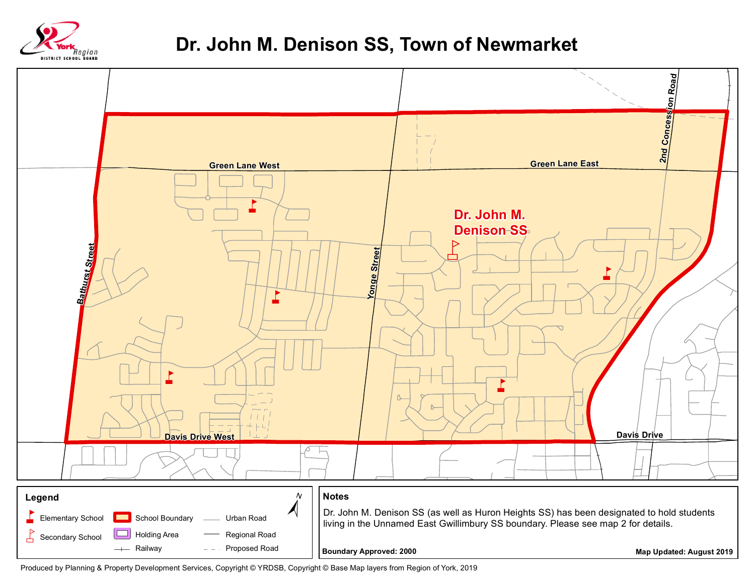# Dr. John M. Denison SS, Town of Newmarket

York Region District School Board

Green Lane West

Green Lane East

2nd Concession Road

Bathurst Street

Yonge Street

Dr. John M. Denison SS

Davis Drive West

Davis Drive

## Legend

- Elementary School
- Secondary School
- School Boundary
- Holding Area
- Railway
- Urban Road
- Regional Road
- Proposed Road

N

## Notes

Dr. John M. Denison SS (as well as Huron Heights SS) has been designated to hold students living in the Unnamed East Gwillimbury SS boundary. Please see map 2 for details.

**Boundary Approved: 2000**

**Map Updated: August 2019**

Produced by Planning & Property Development Services, Copyright © YRDSB, Copyright © Base Map layers from Region of York, 2019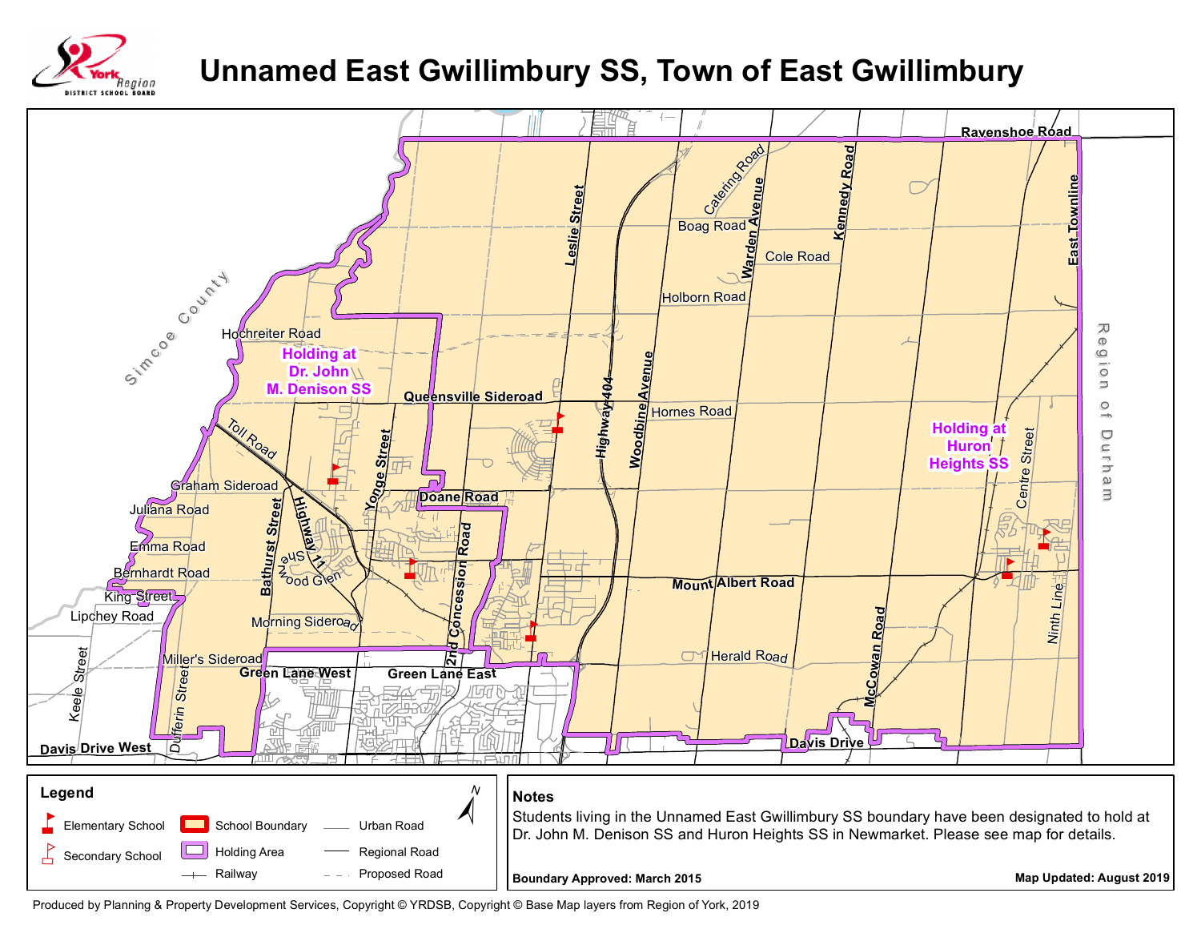# Unnamed East Gwillimbury SS, Town of East Gwillimbury

Holding at Dr. John M. Denison SS

Holding at Huron Heights SS

Ravenshoe Road
Catering Road
Boag Road
Kennedy Road
Warden Avenue
Cole Road
Holborn Road
Leslie Street
East Townline
Simcoe County
Hochreiter Road
Queensville Sideroad
Hornes Road
Highway 404
Woodbine Avenue
Toll Road
Centre Street
Region of Durham
Graham Sideroad
Doane Road
Yonge Street
Juliana Road
Highway 11
Bathurst Street
2nd Concession Road
Emma Road
Sherwood Glen
Mount Albert Road
Bernhardt Road
King Street
Ninth Line
Lipchey Road
Morning Sideroad
Herald Road
Miller's Sideroad
Green Lane West
Green Lane East
Keele Street
Dufferin Street
McCowan Road
Davis Drive West
Davis Drive

## Legend

- Elementary School
- Secondary School
- School Boundary
- Holding Area
- Railway
- Urban Road
- Regional Road
- Proposed Road

## Notes

Students living in the Unnamed East Gwillimbury SS boundary have been designated to hold at Dr. John M. Denison SS and Huron Heights SS in Newmarket. Please see map for details.

**Boundary Approved: March 2015**

**Map Updated: August 2019**

Produced by Planning & Property Development Services, Copyright © YRDSB, Copyright © Base Map layers from Region of York, 2019